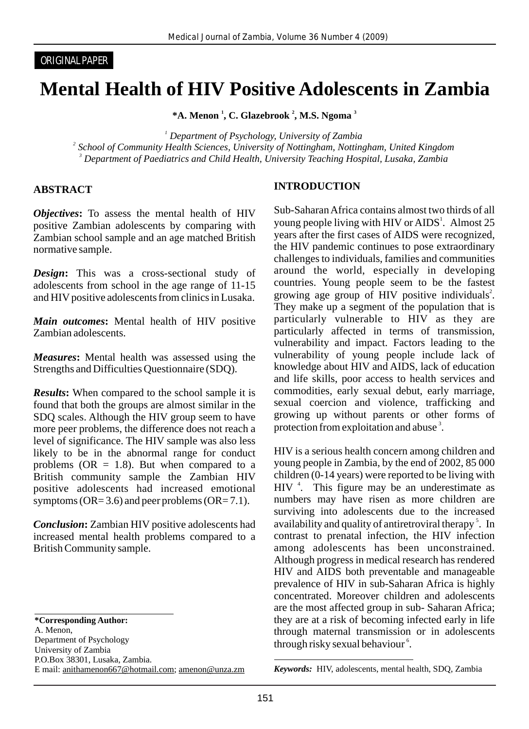ORIGINAL PAPER

# Mental Health of HIV Positive Adolescents in Zambia

**\*A. Menon [1], C. Glazebrook [2], M.S. Ngoma [3]**

[1] *Department of Psychology, University of Zambia*
[2] *School of Community Health Sciences, University of Nottingham, Nottingham, United Kingdom*
[3] *Department of Paediatrics and Child Health, University Teaching Hospital, Lusaka, Zambia*

## ABSTRACT

***Objectives*:** To assess the mental health of HIV positive Zambian adolescents by comparing with Zambian school sample and an age matched British normative sample.

***Design*:** This was a cross-sectional study of adolescents from school in the age range of 11-15 and HIV positive adolescents from clinics in Lusaka.

***Main outcomes*:** Mental health of HIV positive Zambian adolescents.

***Measures*:** Mental health was assessed using the Strengths and Difficulties Questionnaire (SDQ).

***Results*:** When compared to the school sample it is found that both the groups are almost similar in the SDQ scales. Although the HIV group seem to have more peer problems, the difference does not reach a level of significance. The HIV sample was also less likely to be in the abnormal range for conduct problems (OR = 1.8). But when compared to a British community sample the Zambian HIV positive adolescents had increased emotional symptoms (OR= 3.6) and peer problems (OR= 7.1).

***Conclusion*:** Zambian HIV positive adolescents had increased mental health problems compared to a British Community sample.

**\*Corresponding Author:**
A. Menon,
Department of Psychology
University of Zambia
P.O.Box 38301, Lusaka, Zambia.
E mail: anithamenon667@hotmail.com; amenon@unza.zm

## INTRODUCTION

Sub-Saharan Africa contains almost two thirds of all young people living with HIV or AIDS[1]. Almost 25 years after the first cases of AIDS were recognized, the HIV pandemic continues to pose extraordinary challenges to individuals, families and communities around the world, especially in developing countries. Young people seem to be the fastest growing age group of HIV positive individuals[2]. They make up a segment of the population that is particularly vulnerable to HIV as they are particularly affected in terms of transmission, vulnerability and impact. Factors leading to the vulnerability of young people include lack of knowledge about HIV and AIDS, lack of education and life skills, poor access to health services and commodities, early sexual debut, early marriage, sexual coercion and violence, trafficking and growing up without parents or other forms of protection from exploitation and abuse[3].

HIV is a serious health concern among children and young people in Zambia, by the end of 2002, 85 000 children (0-14 years) were reported to be living with HIV[4]. This figure may be an underestimate as numbers may have risen as more children are surviving into adolescents due to the increased availability and quality of antiretroviral therapy[5]. In contrast to prenatal infection, the HIV infection among adolescents has been unconstrained. Although progress in medical research has rendered HIV and AIDS both preventable and manageable prevalence of HIV in sub-Saharan Africa is highly concentrated. Moreover children and adolescents are the most affected group in sub- Saharan Africa; they are at a risk of becoming infected early in life through maternal transmission or in adolescents through risky sexual behaviour[6].

***Keywords:*** HIV, adolescents, mental health, SDQ, Zambia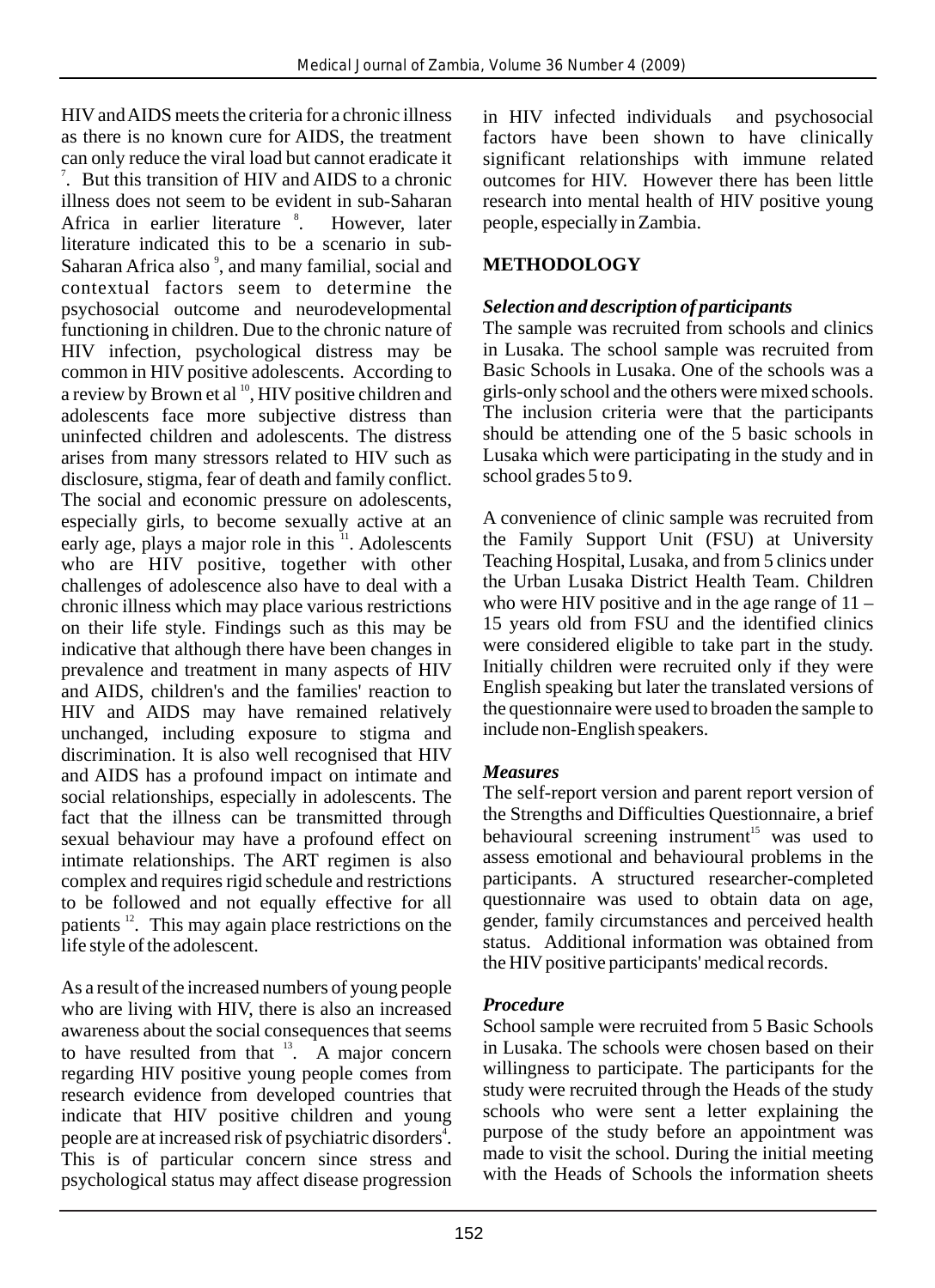HIV and AIDS meets the criteria for a chronic illness as there is no known cure for AIDS, the treatment can only reduce the viral load but cannot eradicate it [7]. But this transition of HIV and AIDS to a chronic illness does not seem to be evident in sub-Saharan Africa in earlier literature [8]. However, later literature indicated this to be a scenario in sub-Saharan Africa also [9], and many familial, social and contextual factors seem to determine the psychosocial outcome and neurodevelopmental functioning in children. Due to the chronic nature of HIV infection, psychological distress may be common in HIV positive adolescents. According to a review by Brown et al [10], HIV positive children and adolescents face more subjective distress than uninfected children and adolescents. The distress arises from many stressors related to HIV such as disclosure, stigma, fear of death and family conflict. The social and economic pressure on adolescents, especially girls, to become sexually active at an early age, plays a major role in this [11]. Adolescents who are HIV positive, together with other challenges of adolescence also have to deal with a chronic illness which may place various restrictions on their life style. Findings such as this may be indicative that although there have been changes in prevalence and treatment in many aspects of HIV and AIDS, children's and the families' reaction to HIV and AIDS may have remained relatively unchanged, including exposure to stigma and discrimination. It is also well recognised that HIV and AIDS has a profound impact on intimate and social relationships, especially in adolescents. The fact that the illness can be transmitted through sexual behaviour may have a profound effect on intimate relationships. The ART regimen is also complex and requires rigid schedule and restrictions to be followed and not equally effective for all patients [12]. This may again place restrictions on the life style of the adolescent.

As a result of the increased numbers of young people who are living with HIV, there is also an increased awareness about the social consequences that seems to have resulted from that [13]. A major concern regarding HIV positive young people comes from research evidence from developed countries that indicate that HIV positive children and young people are at increased risk of psychiatric disorders[4]. This is of particular concern since stress and psychological status may affect disease progression in HIV infected individuals and psychosocial factors have been shown to have clinically significant relationships with immune related outcomes for HIV. However there has been little research into mental health of HIV positive young people, especially in Zambia.

## METHODOLOGY

### *Selection and description of participants*

The sample was recruited from schools and clinics in Lusaka. The school sample was recruited from Basic Schools in Lusaka. One of the schools was a girls-only school and the others were mixed schools. The inclusion criteria were that the participants should be attending one of the 5 basic schools in Lusaka which were participating in the study and in school grades 5 to 9.

A convenience of clinic sample was recruited from the Family Support Unit (FSU) at University Teaching Hospital, Lusaka, and from 5 clinics under the Urban Lusaka District Health Team. Children who were HIV positive and in the age range of 11 – 15 years old from FSU and the identified clinics were considered eligible to take part in the study. Initially children were recruited only if they were English speaking but later the translated versions of the questionnaire were used to broaden the sample to include non-English speakers.

### *Measures*

The self-report version and parent report version of the Strengths and Difficulties Questionnaire, a brief behavioural screening instrument[15] was used to assess emotional and behavioural problems in the participants. A structured researcher-completed questionnaire was used to obtain data on age, gender, family circumstances and perceived health status. Additional information was obtained from the HIV positive participants' medical records.

### *Procedure*

School sample were recruited from 5 Basic Schools in Lusaka. The schools were chosen based on their willingness to participate. The participants for the study were recruited through the Heads of the study schools who were sent a letter explaining the purpose of the study before an appointment was made to visit the school. During the initial meeting with the Heads of Schools the information sheets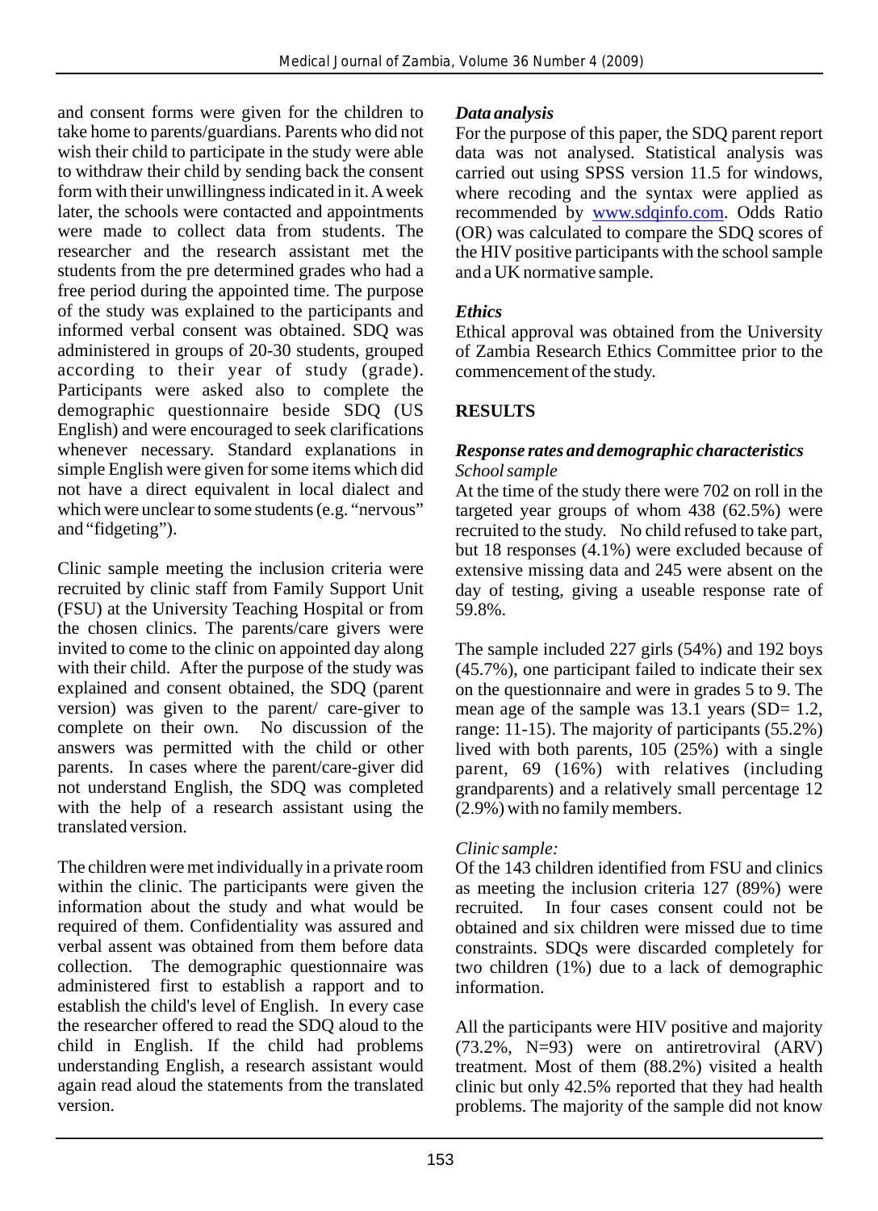and consent forms were given for the children to take home to parents/guardians. Parents who did not wish their child to participate in the study were able to withdraw their child by sending back the consent form with their unwillingness indicated in it. A week later, the schools were contacted and appointments were made to collect data from students. The researcher and the research assistant met the students from the pre determined grades who had a free period during the appointed time. The purpose of the study was explained to the participants and informed verbal consent was obtained. SDQ was administered in groups of 20-30 students, grouped according to their year of study (grade). Participants were asked also to complete the demographic questionnaire beside SDQ (US English) and were encouraged to seek clarifications whenever necessary. Standard explanations in simple English were given for some items which did not have a direct equivalent in local dialect and which were unclear to some students (e.g. "nervous" and "fidgeting").

Clinic sample meeting the inclusion criteria were recruited by clinic staff from Family Support Unit (FSU) at the University Teaching Hospital or from the chosen clinics. The parents/care givers were invited to come to the clinic on appointed day along with their child. After the purpose of the study was explained and consent obtained, the SDQ (parent version) was given to the parent/ care-giver to complete on their own. No discussion of the answers was permitted with the child or other parents. In cases where the parent/care-giver did not understand English, the SDQ was completed with the help of a research assistant using the translated version.

The children were met individually in a private room within the clinic. The participants were given the information about the study and what would be required of them. Confidentiality was assured and verbal assent was obtained from them before data collection. The demographic questionnaire was administered first to establish a rapport and to establish the child's level of English. In every case the researcher offered to read the SDQ aloud to the child in English. If the child had problems understanding English, a research assistant would again read aloud the statements from the translated version.

### *Data analysis*

For the purpose of this paper, the SDQ parent report data was not analysed. Statistical analysis was carried out using SPSS version 11.5 for windows, where recoding and the syntax were applied as recommended by www.sdqinfo.com. Odds Ratio (OR) was calculated to compare the SDQ scores of the HIV positive participants with the school sample and a UK normative sample.

### *Ethics*

Ethical approval was obtained from the University of Zambia Research Ethics Committee prior to the commencement of the study.

## RESULTS

### *Response rates and demographic characteristics*

*School sample*

At the time of the study there were 702 on roll in the targeted year groups of whom 438 (62.5%) were recruited to the study. No child refused to take part, but 18 responses (4.1%) were excluded because of extensive missing data and 245 were absent on the day of testing, giving a useable response rate of 59.8%.

The sample included 227 girls (54%) and 192 boys (45.7%), one participant failed to indicate their sex on the questionnaire and were in grades 5 to 9. The mean age of the sample was 13.1 years (SD= 1.2, range: 11-15). The majority of participants (55.2%) lived with both parents, 105 (25%) with a single parent, 69 (16%) with relatives (including grandparents) and a relatively small percentage 12 (2.9%) with no family members.

*Clinic sample:*

Of the 143 children identified from FSU and clinics as meeting the inclusion criteria 127 (89%) were recruited. In four cases consent could not be obtained and six children were missed due to time constraints. SDQs were discarded completely for two children (1%) due to a lack of demographic information.

All the participants were HIV positive and majority (73.2%, N=93) were on antiretroviral (ARV) treatment. Most of them (88.2%) visited a health clinic but only 42.5% reported that they had health problems. The majority of the sample did not know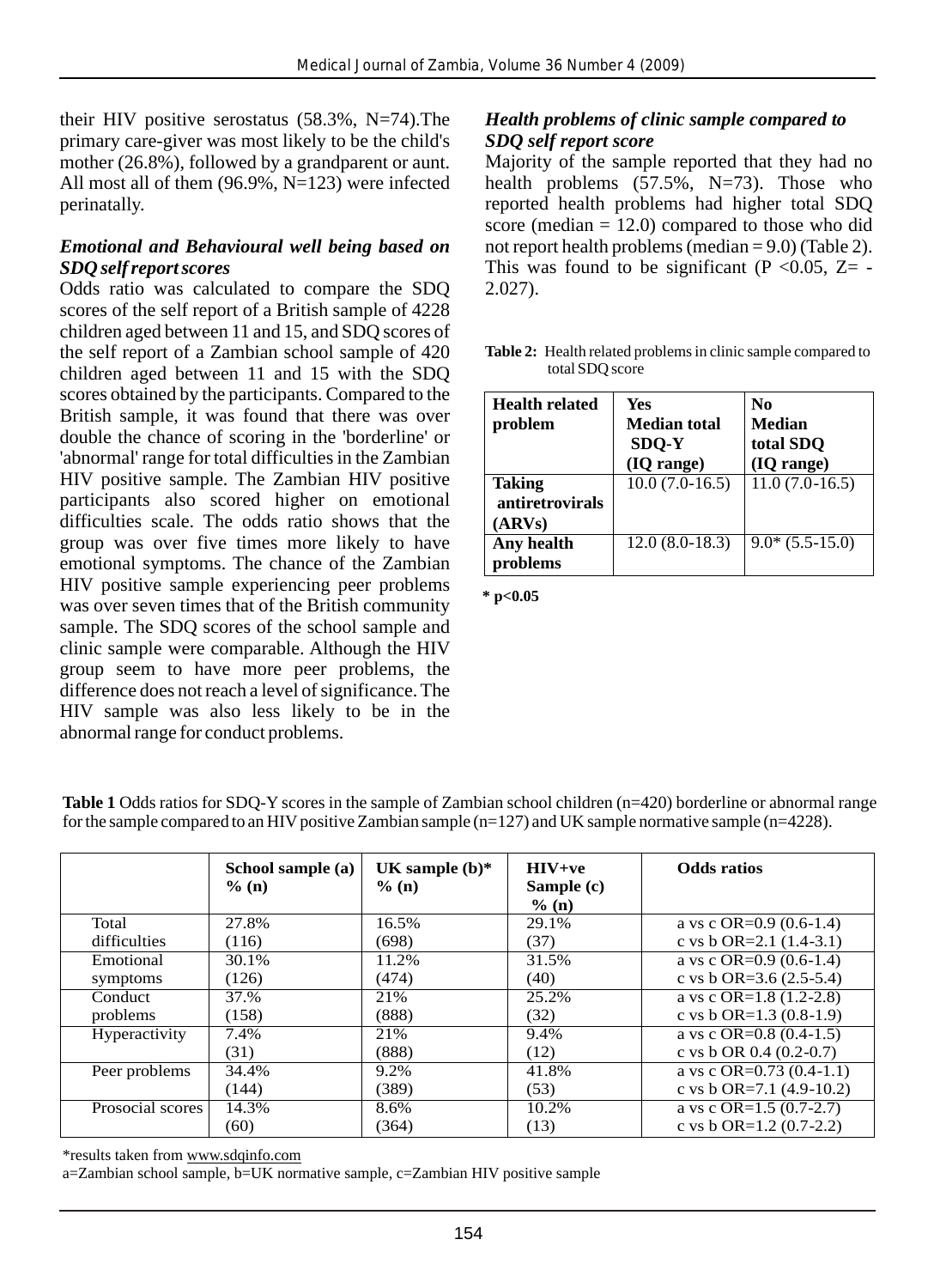their HIV positive serostatus (58.3%, N=74).The primary care-giver was most likely to be the child's mother (26.8%), followed by a grandparent or aunt. All most all of them (96.9%, N=123) were infected perinatally.

### *Emotional and Behavioural well being based on SDQ self report scores*

Odds ratio was calculated to compare the SDQ scores of the self report of a British sample of 4228 children aged between 11 and 15, and SDQ scores of the self report of a Zambian school sample of 420 children aged between 11 and 15 with the SDQ scores obtained by the participants. Compared to the British sample, it was found that there was over double the chance of scoring in the 'borderline' or 'abnormal' range for total difficulties in the Zambian HIV positive sample. The Zambian HIV positive participants also scored higher on emotional difficulties scale. The odds ratio shows that the group was over five times more likely to have emotional symptoms. The chance of the Zambian HIV positive sample experiencing peer problems was over seven times that of the British community sample. The SDQ scores of the school sample and clinic sample were comparable. Although the HIV group seem to have more peer problems, the difference does not reach a level of significance. The HIV sample was also less likely to be in the abnormal range for conduct problems.

### *Health problems of clinic sample compared to SDQ self report score*

Majority of the sample reported that they had no health problems (57.5%, N=73). Those who reported health problems had higher total SDQ score (median = 12.0) compared to those who did not report health problems (median = 9.0) (Table 2). This was found to be significant ($P < 0.05$, $Z = -2.027$).

**Table 2:** Health related problems in clinic sample compared to total SDQ score

| Health related problem | Yes Median total SDQ-Y (IQ range) | No Median total SDQ (IQ range) |
|---|---|---|
| **Taking antiretrovirals (ARVs)** | 10.0 (7.0-16.5) | 11.0 (7.0-16.5) |
| **Any health problems** | 12.0 (8.0-18.3) | 9.0* (5.5-15.0) |

**\* p<0.05**

**Table 1** Odds ratios for SDQ-Y scores in the sample of Zambian school children (n=420) borderline or abnormal range for the sample compared to an HIV positive Zambian sample (n=127) and UK sample normative sample (n=4228).

| | School sample (a) % (n) | UK sample (b)* % (n) | HIV+ve Sample (c) % (n) | Odds ratios |
|---|---|---|---|---|
| Total difficulties | 27.8% (116) | 16.5% (698) | 29.1% (37) | a vs c OR=0.9 (0.6-1.4)<br>c vs b OR=2.1 (1.4-3.1) |
| Emotional symptoms | 30.1% (126) | 11.2% (474) | 31.5% (40) | a vs c OR=0.9 (0.6-1.4)<br>c vs b OR=3.6 (2.5-5.4) |
| Conduct problems | 37.% (158) | 21% (888) | 25.2% (32) | a vs c OR=1.8 (1.2-2.8)<br>c vs b OR=1.3 (0.8-1.9) |
| Hyperactivity | 7.4% (31) | 21% (888) | 9.4% (12) | a vs c OR=0.8 (0.4-1.5)<br>c vs b OR 0.4 (0.2-0.7) |
| Peer problems | 34.4% (144) | 9.2% (389) | 41.8% (53) | a vs c OR=0.73 (0.4-1.1)<br>c vs b OR=7.1 (4.9-10.2) |
| Prosocial scores | 14.3% (60) | 8.6% (364) | 10.2% (13) | a vs c OR=1.5 (0.7-2.7)<br>c vs b OR=1.2 (0.7-2.2) |

*results taken from www.sdqinfo.com

a=Zambian school sample, b=UK normative sample, c=Zambian HIV positive sample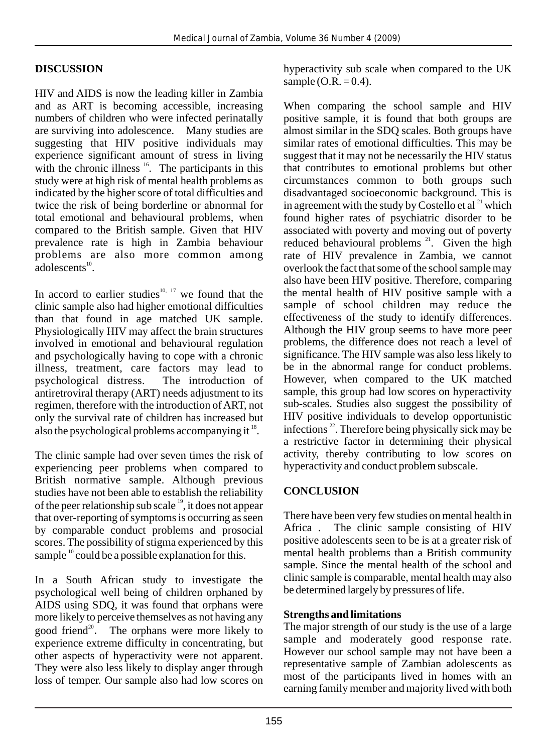## DISCUSSION

HIV and AIDS is now the leading killer in Zambia and as ART is becoming accessible, increasing numbers of children who were infected perinatally are surviving into adolescence. Many studies are suggesting that HIV positive individuals may experience significant amount of stress in living with the chronic illness [16]. The participants in this study were at high risk of mental health problems as indicated by the higher score of total difficulties and twice the risk of being borderline or abnormal for total emotional and behavioural problems, when compared to the British sample. Given that HIV prevalence rate is high in Zambia behaviour problems are also more common among adolescents[10].

In accord to earlier studies[10, 17] we found that the clinic sample also had higher emotional difficulties than that found in age matched UK sample. Physiologically HIV may affect the brain structures involved in emotional and behavioural regulation and psychologically having to cope with a chronic illness, treatment, care factors may lead to psychological distress. The introduction of antiretroviral therapy (ART) needs adjustment to its regimen, therefore with the introduction of ART, not only the survival rate of children has increased but also the psychological problems accompanying it [18].

The clinic sample had over seven times the risk of experiencing peer problems when compared to British normative sample. Although previous studies have not been able to establish the reliability of the peer relationship sub scale [19], it does not appear that over-reporting of symptoms is occurring as seen by comparable conduct problems and prosocial scores. The possibility of stigma experienced by this sample [10] could be a possible explanation for this.

In a South African study to investigate the psychological well being of children orphaned by AIDS using SDQ, it was found that orphans were more likely to perceive themselves as not having any good friend[20]. The orphans were more likely to experience extreme difficulty in concentrating, but other aspects of hyperactivity were not apparent. They were also less likely to display anger through loss of temper. Our sample also had low scores on hyperactivity sub scale when compared to the UK sample (O.R. = 0.4).

When comparing the school sample and HIV positive sample, it is found that both groups are almost similar in the SDQ scales. Both groups have similar rates of emotional difficulties. This may be suggest that it may not be necessarily the HIV status that contributes to emotional problems but other circumstances common to both groups such disadvantaged socioeconomic background. This is in agreement with the study by Costello et al [21] which found higher rates of psychiatric disorder to be associated with poverty and moving out of poverty reduced behavioural problems [21]. Given the high rate of HIV prevalence in Zambia, we cannot overlook the fact that some of the school sample may also have been HIV positive. Therefore, comparing the mental health of HIV positive sample with a sample of school children may reduce the effectiveness of the study to identify differences. Although the HIV group seems to have more peer problems, the difference does not reach a level of significance. The HIV sample was also less likely to be in the abnormal range for conduct problems. However, when compared to the UK matched sample, this group had low scores on hyperactivity sub-scales. Studies also suggest the possibility of HIV positive individuals to develop opportunistic infections [22]. Therefore being physically sick may be a restrictive factor in determining their physical activity, thereby contributing to low scores on hyperactivity and conduct problem subscale.

## CONCLUSION

There have been very few studies on mental health in Africa . The clinic sample consisting of HIV positive adolescents seen to be is at a greater risk of mental health problems than a British community sample. Since the mental health of the school and clinic sample is comparable, mental health may also be determined largely by pressures of life.

### Strengths and limitations

The major strength of our study is the use of a large sample and moderately good response rate. However our school sample may not have been a representative sample of Zambian adolescents as most of the participants lived in homes with an earning family member and majority lived with both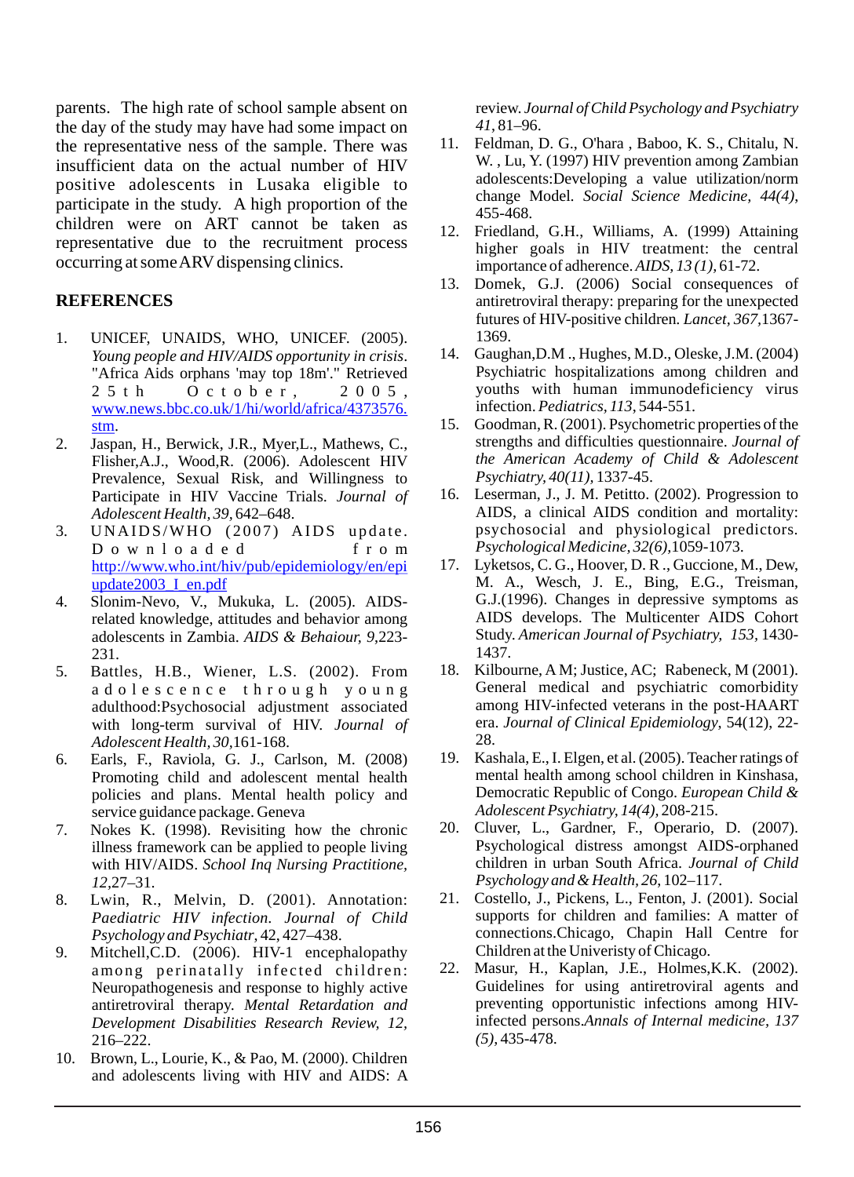parents. The high rate of school sample absent on the day of the study may have had some impact on the representative ness of the sample. There was insufficient data on the actual number of HIV positive adolescents in Lusaka eligible to participate in the study. A high proportion of the children were on ART cannot be taken as representative due to the recruitment process occurring at some ARV dispensing clinics.

## REFERENCES

1. UNICEF, UNAIDS, WHO, UNICEF. (2005). *Young people and HIV/AIDS opportunity in crisis*. "Africa Aids orphans 'may top 18m'." Retrieved 25th October, 2005, www.news.bbc.co.uk/1/hi/world/africa/4373576.stm.
2. Jaspan, H., Berwick, J.R., Myer,L., Mathews, C., Flisher,A.J., Wood,R. (2006). Adolescent HIV Prevalence, Sexual Risk, and Willingness to Participate in HIV Vaccine Trials. *Journal of Adolescent Health, 39*, 642–648.
3. UNAIDS/WHO (2007) AIDS update. Downloaded from http://www.who.int/hiv/pub/epidemiology/en/epiupdate2003_I_en.pdf
4. Slonim-Nevo, V., Mukuka, L. (2005). AIDS-related knowledge, attitudes and behavior among adolescents in Zambia. *AIDS & Behaiour, 9*,223-231.
5. Battles, H.B., Wiener, L.S. (2002). From adolescence through young adulthood:Psychosocial adjustment associated with long-term survival of HIV. *Journal of Adolescent Health, 30*,161-168.
6. Earls, F., Raviola, G. J., Carlson, M. (2008) Promoting child and adolescent mental health policies and plans. Mental health policy and service guidance package. Geneva
7. Nokes K. (1998). Revisiting how the chronic illness framework can be applied to people living with HIV/AIDS. *School Inq Nursing Practitione, 12*,27–31.
8. Lwin, R., Melvin, D. (2001). Annotation: *Paediatric HIV infection. Journal of Child Psychology and Psychiatr*, 42, 427–438.
9. Mitchell,C.D. (2006). HIV-1 encephalopathy among perinatally infected children: Neuropathogenesis and response to highly active antiretroviral therapy. *Mental Retardation and Development Disabilities Research Review, 12*, 216–222.
10. Brown, L., Lourie, K., & Pao, M. (2000). Children and adolescents living with HIV and AIDS: A review. *Journal of Child Psychology and Psychiatry 41*, 81–96.
11. Feldman, D. G., O'hara , Baboo, K. S., Chitalu, N. W. , Lu, Y. (1997) HIV prevention among Zambian adolescents:Developing a value utilization/norm change Model. *Social Science Medicine, 44(4)*, 455-468.
12. Friedland, G.H., Williams, A. (1999) Attaining higher goals in HIV treatment: the central importance of adherence. *AIDS, 13 (1)*, 61-72.
13. Domek, G.J. (2006) Social consequences of antiretroviral therapy: preparing for the unexpected futures of HIV-positive children. *Lancet, 367*,1367-1369.
14. Gaughan,D.M ., Hughes, M.D., Oleske, J.M. (2004) Psychiatric hospitalizations among children and youths with human immunodeficiency virus infection. *Pediatrics, 113*, 544-551.
15. Goodman, R. (2001). Psychometric properties of the strengths and difficulties questionnaire. *Journal of the American Academy of Child & Adolescent Psychiatry, 40(11)*, 1337-45.
16. Leserman, J., J. M. Petitto. (2002). Progression to AIDS, a clinical AIDS condition and mortality: psychosocial and physiological predictors. *Psychological Medicine, 32(6)*,1059-1073.
17. Lyketsos, C. G., Hoover, D. R ., Guccione, M., Dew, M. A., Wesch, J. E., Bing, E.G., Treisman, G.J.(1996). Changes in depressive symptoms as AIDS develops. The Multicenter AIDS Cohort Study. *American Journal of Psychiatry, 153*, 1430-1437.
18. Kilbourne, A M; Justice, AC; Rabeneck, M (2001). General medical and psychiatric comorbidity among HIV-infected veterans in the post-HAART era. *Journal of Clinical Epidemiology*, 54(12), 22-28.
19. Kashala, E., I. Elgen, et al. (2005). Teacher ratings of mental health among school children in Kinshasa, Democratic Republic of Congo. *European Child & Adolescent Psychiatry, 14(4)*, 208-215.
20. Cluver, L., Gardner, F., Operario, D. (2007). Psychological distress amongst AIDS-orphaned children in urban South Africa. *Journal of Child Psychology and Health, 26*, 102–117.
21. Costello, J., Pickens, L., Fenton, J. (2001). Social supports for children and families: A matter of connections.Chicago, Chapin Hall Centre for Children at the Univeristy of Chicago.
22. Masur, H., Kaplan, J.E., Holmes,K.K. (2002). Guidelines for using antiretroviral agents and preventing opportunistic infections among HIV-infected persons.*Annals of Internal medicine, 137 (5)*, 435-478.